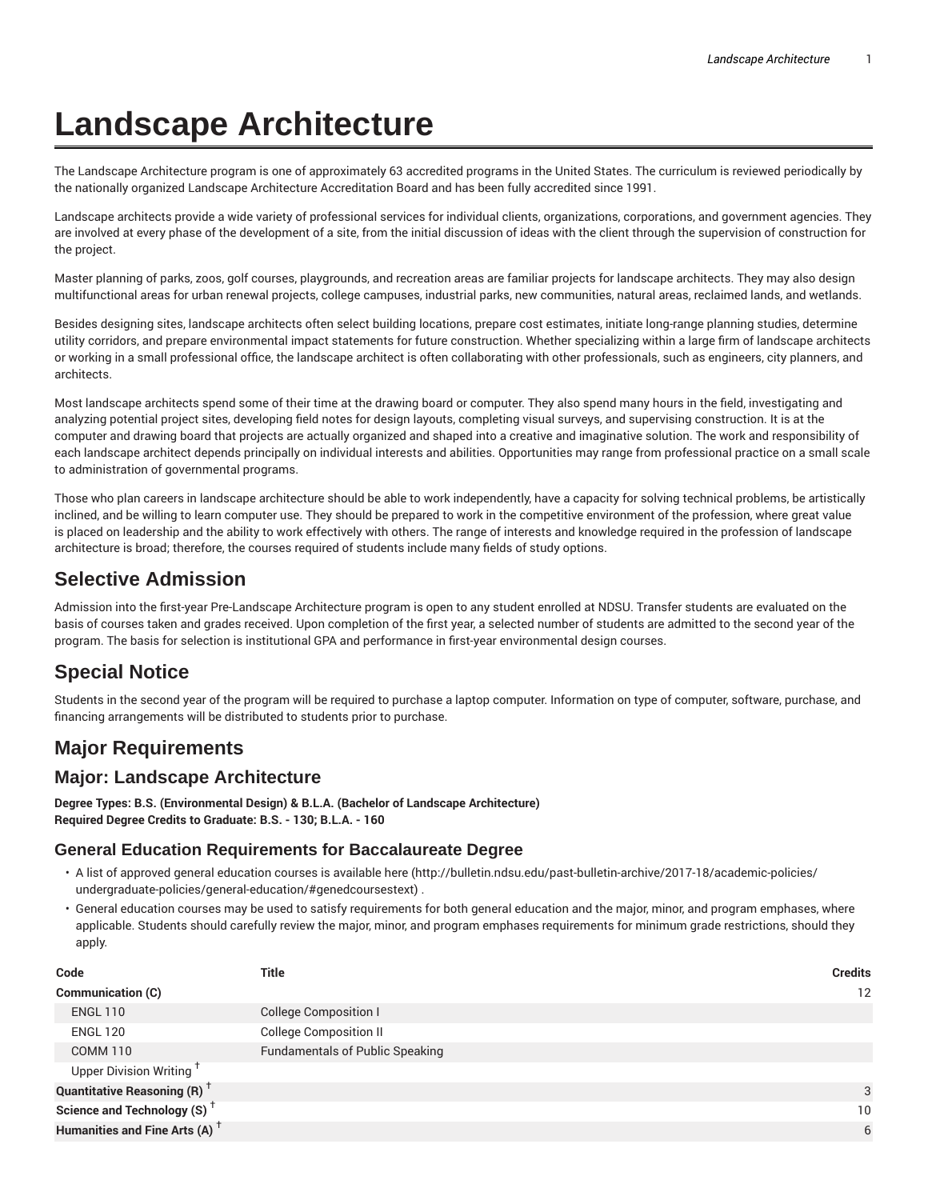# Landscape Architecture

The Landscape Architecture program is one of approximately 63 accredited programs in the United States. The curriculum is reviewed periodically by the nationally organized Landscape Architecture Accreditation Board and has been fully accredited since 1991.

Landscape architects provide a wide variety of professional services for individual clients, organizations, corporations, and government agencies. They are involved at every phase of the development of a site, from the initial discussion of ideas with the client through the supervision of construction for the project.

Master planning of parks, zoos, golf courses, playgrounds, and recreation areas are familiar projects for landscape architects. They may also design multifunctional areas for urban renewal projects, college campuses, industrial parks, new communities, natural areas, reclaimed lands, and wetlands.

Besides designing sites, landscape architects often select building locations, prepare cost estimates, initiate long-range planning studies, determine utility corridors, and prepare environmental impact statements for future construction. Whether specializing within a large firm of landscape architects or working in a small professional office, the landscape architect is often collaborating with other professionals, such as engineers, city planners, and architects.

Most landscape architects spend some of their time at the drawing board or computer. They also spend many hours in the field, investigating and analyzing potential project sites, developing field notes for design layouts, completing visual surveys, and supervising construction. It is at the computer and drawing board that projects are actually organized and shaped into a creative and imaginative solution. The work and responsibility of each landscape architect depends principally on individual interests and abilities. Opportunities may range from professional practice on a small scale to administration of governmental programs.

Those who plan careers in landscape architecture should be able to work independently, have a capacity for solving technical problems, be artistically inclined, and be willing to learn computer use. They should be prepared to work in the competitive environment of the profession, where great value is placed on leadership and the ability to work effectively with others. The range of interests and knowledge required in the profession of landscape architecture is broad; therefore, the courses required of students include many fields of study options.

## Selective Admission

Admission into the first-year Pre-Landscape Architecture program is open to any student enrolled at NDSU. Transfer students are evaluated on the basis of courses taken and grades received. Upon completion of the first year, a selected number of students are admitted to the second year of the program. The basis for selection is institutional GPA and performance in first-year environmental design courses.

## Special Notice

Students in the second year of the program will be required to purchase a laptop computer. Information on type of computer, software, purchase, and financing arrangements will be distributed to students prior to purchase.

## Major Requirements

## Major: Landscape Architecture

**Degree Types: B.S. (Environmental Design) & B.L.A. (Bachelor of Landscape Architecture)**
**Required Degree Credits to Graduate: B.S. - 130; B.L.A. - 160**

### General Education Requirements for Baccalaureate Degree

- A list of approved general education courses is available here (http://bulletin.ndsu.edu/past-bulletin-archive/2017-18/academic-policies/undergraduate-policies/general-education/#genedcoursestext) .
- General education courses may be used to satisfy requirements for both general education and the major, minor, and program emphases, where applicable. Students should carefully review the major, minor, and program emphases requirements for minimum grade restrictions, should they apply.

| Code | Title | Credits |
|---|---|---|
| **Communication (C)** | | 12 |
| ENGL 110 | College Composition I | |
| ENGL 120 | College Composition II | |
| COMM 110 | Fundamentals of Public Speaking | |
| Upper Division Writing † | | |
| **Quantitative Reasoning (R) †** | | 3 |
| **Science and Technology (S) †** | | 10 |
| **Humanities and Fine Arts (A) †** | | 6 |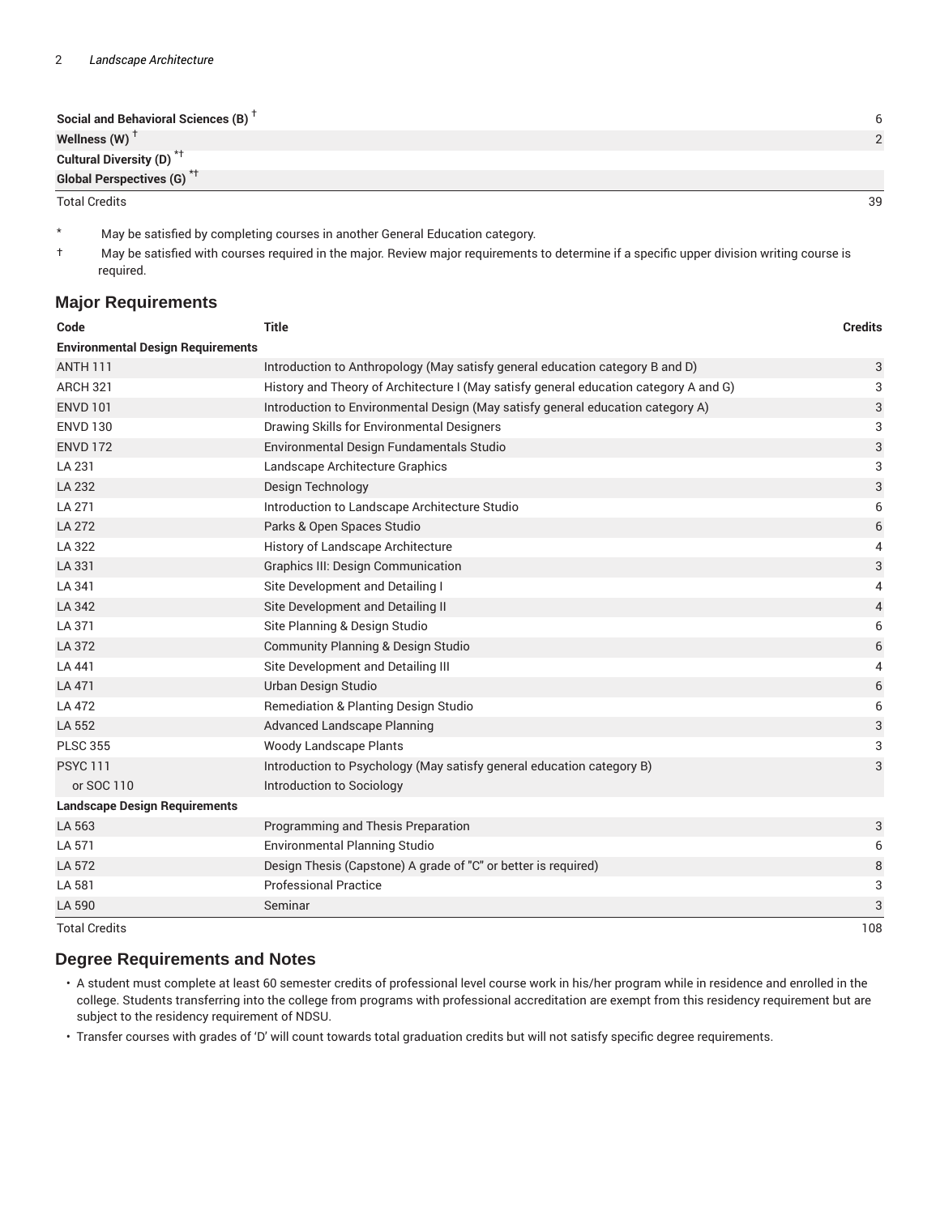| | |
|---|---|
| **Social and Behavioral Sciences (B)** † | 6 |
| **Wellness (W)** † | 2 |
| **Cultural Diversity (D)** *† | |
| **Global Perspectives (G)** *† | |
| Total Credits | 39 |

\* May be satisfied by completing courses in another General Education category.

† May be satisfied with courses required in the major. Review major requirements to determine if a specific upper division writing course is required.

## Major Requirements

| Code | Title | Credits |
|---|---|---|
| **Environmental Design Requirements** | | |
| ANTH 111 | Introduction to Anthropology (May satisfy general education category B and D) | 3 |
| ARCH 321 | History and Theory of Architecture I (May satisfy general education category A and G) | 3 |
| ENVD 101 | Introduction to Environmental Design (May satisfy general education category A) | 3 |
| ENVD 130 | Drawing Skills for Environmental Designers | 3 |
| ENVD 172 | Environmental Design Fundamentals Studio | 3 |
| LA 231 | Landscape Architecture Graphics | 3 |
| LA 232 | Design Technology | 3 |
| LA 271 | Introduction to Landscape Architecture Studio | 6 |
| LA 272 | Parks & Open Spaces Studio | 6 |
| LA 322 | History of Landscape Architecture | 4 |
| LA 331 | Graphics III: Design Communication | 3 |
| LA 341 | Site Development and Detailing I | 4 |
| LA 342 | Site Development and Detailing II | 4 |
| LA 371 | Site Planning & Design Studio | 6 |
| LA 372 | Community Planning & Design Studio | 6 |
| LA 441 | Site Development and Detailing III | 4 |
| LA 471 | Urban Design Studio | 6 |
| LA 472 | Remediation & Planting Design Studio | 6 |
| LA 552 | Advanced Landscape Planning | 3 |
| PLSC 355 | Woody Landscape Plants | 3 |
| PSYC 111 | Introduction to Psychology (May satisfy general education category B) | 3 |
| or SOC 110 | Introduction to Sociology | |
| **Landscape Design Requirements** | | |
| LA 563 | Programming and Thesis Preparation | 3 |
| LA 571 | Environmental Planning Studio | 6 |
| LA 572 | Design Thesis (Capstone) A grade of "C" or better is required) | 8 |
| LA 581 | Professional Practice | 3 |
| LA 590 | Seminar | 3 |
| Total Credits | | 108 |

## Degree Requirements and Notes

- A student must complete at least 60 semester credits of professional level course work in his/her program while in residence and enrolled in the college. Students transferring into the college from programs with professional accreditation are exempt from this residency requirement but are subject to the residency requirement of NDSU.
- Transfer courses with grades of 'D' will count towards total graduation credits but will not satisfy specific degree requirements.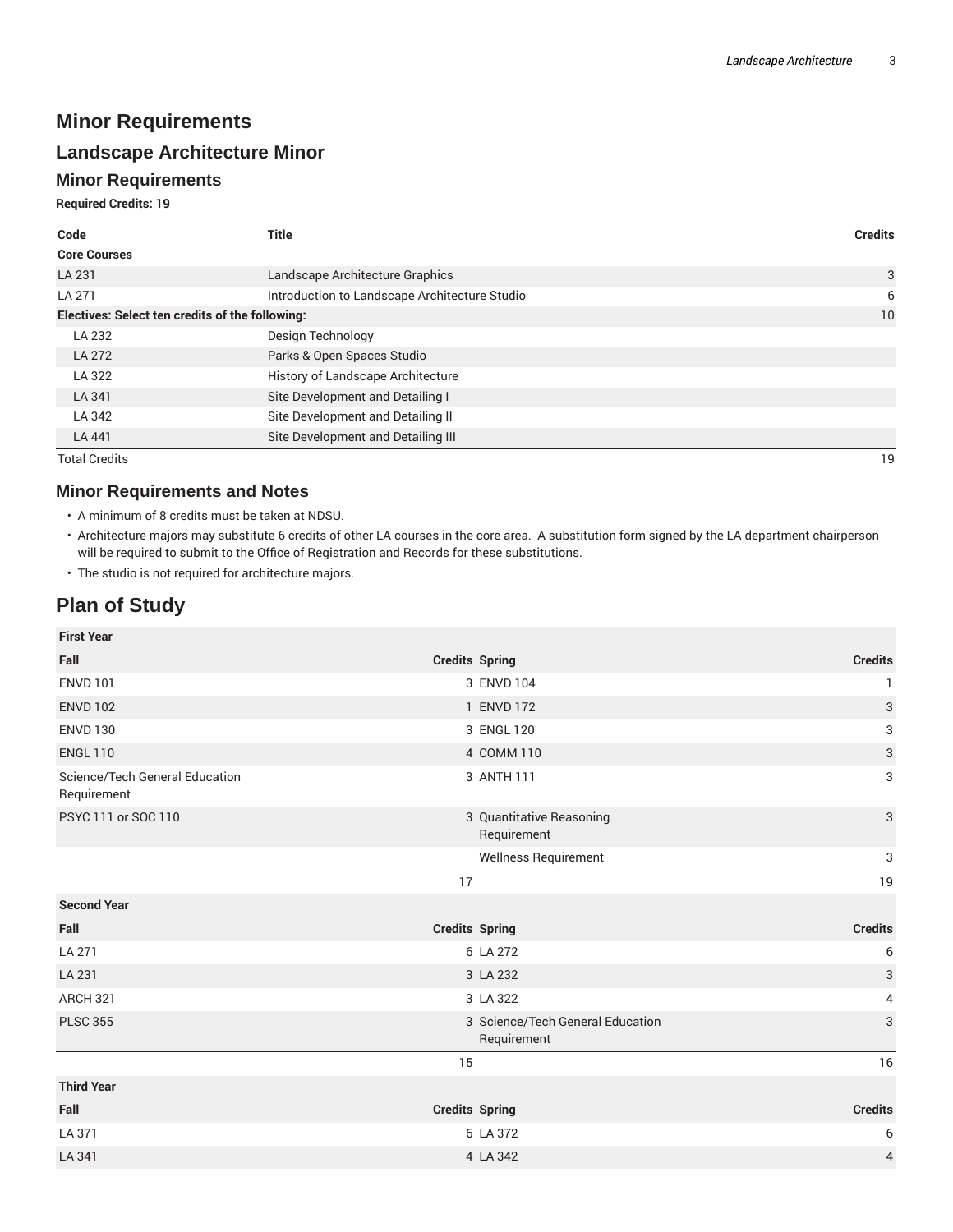## Minor Requirements

### Landscape Architecture Minor

### Minor Requirements

**Required Credits: 19**

| Code | Title | Credits |
|---|---|---|
| **Core Courses** | | |
| LA 231 | Landscape Architecture Graphics | 3 |
| LA 271 | Introduction to Landscape Architecture Studio | 6 |
| **Electives: Select ten credits of the following:** | | 10 |
| LA 232 | Design Technology | |
| LA 272 | Parks & Open Spaces Studio | |
| LA 322 | History of Landscape Architecture | |
| LA 341 | Site Development and Detailing I | |
| LA 342 | Site Development and Detailing II | |
| LA 441 | Site Development and Detailing III | |
| Total Credits | | 19 |

### Minor Requirements and Notes

- A minimum of 8 credits must be taken at NDSU.
- Architecture majors may substitute 6 credits of other LA courses in the core area. A substitution form signed by the LA department chairperson will be required to submit to the Office of Registration and Records for these substitutions.
- The studio is not required for architecture majors.

## Plan of Study

| **First Year** | | | |
|---|---|---|---|
| **Fall** | **Credits** | **Spring** | **Credits** |
| ENVD 101 | 3 | ENVD 104 | 1 |
| ENVD 102 | 1 | ENVD 172 | 3 |
| ENVD 130 | 3 | ENGL 120 | 3 |
| ENGL 110 | 4 | COMM 110 | 3 |
| Science/Tech General Education Requirement | 3 | ANTH 111 | 3 |
| PSYC 111 or SOC 110 | 3 | Quantitative Reasoning Requirement | 3 |
| | | Wellness Requirement | 3 |
| | 17 | | 19 |
| **Second Year** | | | |
| **Fall** | **Credits** | **Spring** | **Credits** |
| LA 271 | 6 | LA 272 | 6 |
| LA 231 | 3 | LA 232 | 3 |
| ARCH 321 | 3 | LA 322 | 4 |
| PLSC 355 | 3 | Science/Tech General Education Requirement | 3 |
| | 15 | | 16 |
| **Third Year** | | | |
| **Fall** | **Credits** | **Spring** | **Credits** |
| LA 371 | 6 | LA 372 | 6 |
| LA 341 | 4 | LA 342 | 4 |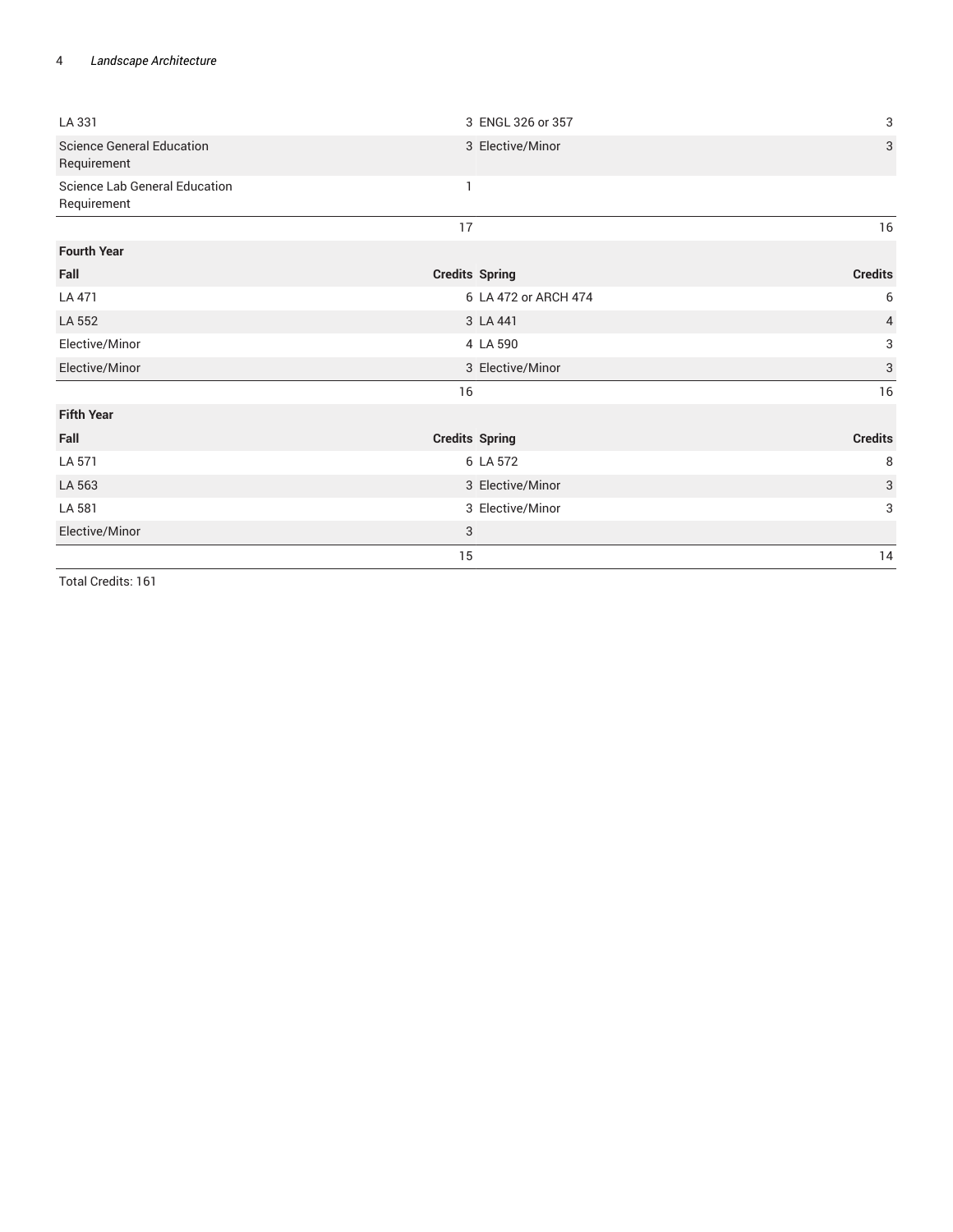| | | | |
|---|---|---|---|
| LA 331 | 3 | ENGL 326 or 357 | 3 |
| Science General Education Requirement | 3 | Elective/Minor | 3 |
| Science Lab General Education Requirement | 1 | | |
| | 17 | | 16 |
| **Fourth Year** | | | |
| **Fall** | **Credits** | **Spring** | **Credits** |
| LA 471 | 6 | LA 472 or ARCH 474 | 6 |
| LA 552 | 3 | LA 441 | 4 |
| Elective/Minor | 4 | LA 590 | 3 |
| Elective/Minor | 3 | Elective/Minor | 3 |
| | 16 | | 16 |
| **Fifth Year** | | | |
| **Fall** | **Credits** | **Spring** | **Credits** |
| LA 571 | 6 | LA 572 | 8 |
| LA 563 | 3 | Elective/Minor | 3 |
| LA 581 | 3 | Elective/Minor | 3 |
| Elective/Minor | 3 | | |
| | 15 | | 14 |

Total Credits: 161